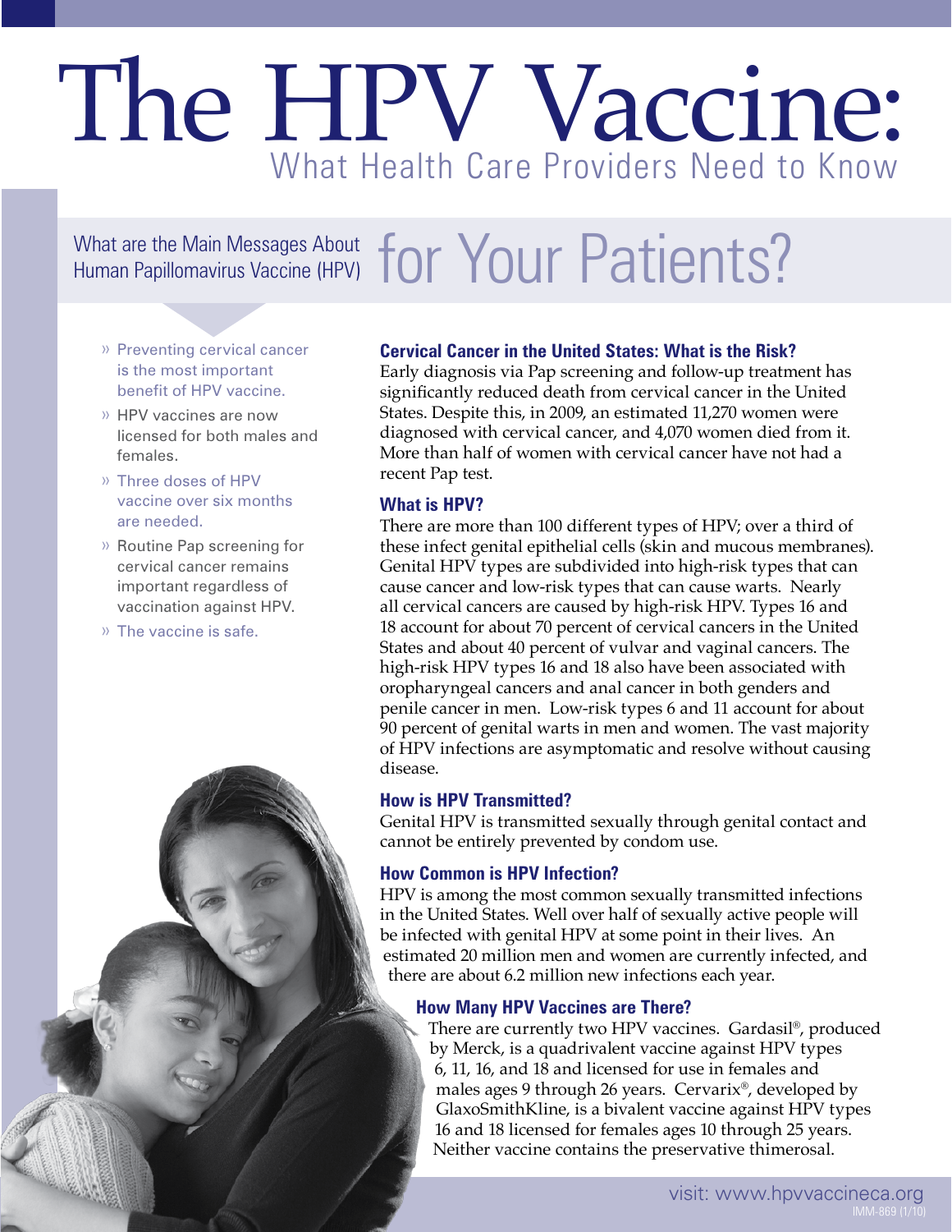# The HPV Vaccine:

## What Health Care Providers Need to Know

## What are the Main Messages About Human Papillomavirus Vaccine (HPV) for Your Patients?

- Preventing cervical cancer is the most important benefit of HPV vaccine.
- HPV vaccines are now licensed for both males and females.
- Three doses of HPV vaccine over six months are needed.
- Routine Pap screening for cervical cancer remains important regardless of vaccination against HPV.
- The vaccine is safe.

### Cervical Cancer in the United States: What is the Risk?

Early diagnosis via Pap screening and follow-up treatment has significantly reduced death from cervical cancer in the United States. Despite this, in 2009, an estimated 11,270 women were diagnosed with cervical cancer, and 4,070 women died from it. More than half of women with cervical cancer have not had a recent Pap test.

### What is HPV?

There are more than 100 different types of HPV; over a third of these infect genital epithelial cells (skin and mucous membranes). Genital HPV types are subdivided into high-risk types that can cause cancer and low-risk types that can cause warts. Nearly all cervical cancers are caused by high-risk HPV. Types 16 and 18 account for about 70 percent of cervical cancers in the United States and about 40 percent of vulvar and vaginal cancers. The high-risk HPV types 16 and 18 also have been associated with oropharyngeal cancers and anal cancer in both genders and penile cancer in men. Low-risk types 6 and 11 account for about 90 percent of genital warts in men and women. The vast majority of HPV infections are asymptomatic and resolve without causing disease.

### How is HPV Transmitted?

Genital HPV is transmitted sexually through genital contact and cannot be entirely prevented by condom use.

### How Common is HPV Infection?

HPV is among the most common sexually transmitted infections in the United States. Well over half of sexually active people will be infected with genital HPV at some point in their lives. An estimated 20 million men and women are currently infected, and there are about 6.2 million new infections each year.

### How Many HPV Vaccines are There?

There are currently two HPV vaccines. Gardasil®, produced by Merck, is a quadrivalent vaccine against HPV types 6, 11, 16, and 18 and licensed for use in females and males ages 9 through 26 years. Cervarix®, developed by GlaxoSmithKline, is a bivalent vaccine against HPV types 16 and 18 licensed for females ages 10 through 25 years. Neither vaccine contains the preservative thimerosal.

visit: www.hpvvaccineca.org

IMM-869 (1/10)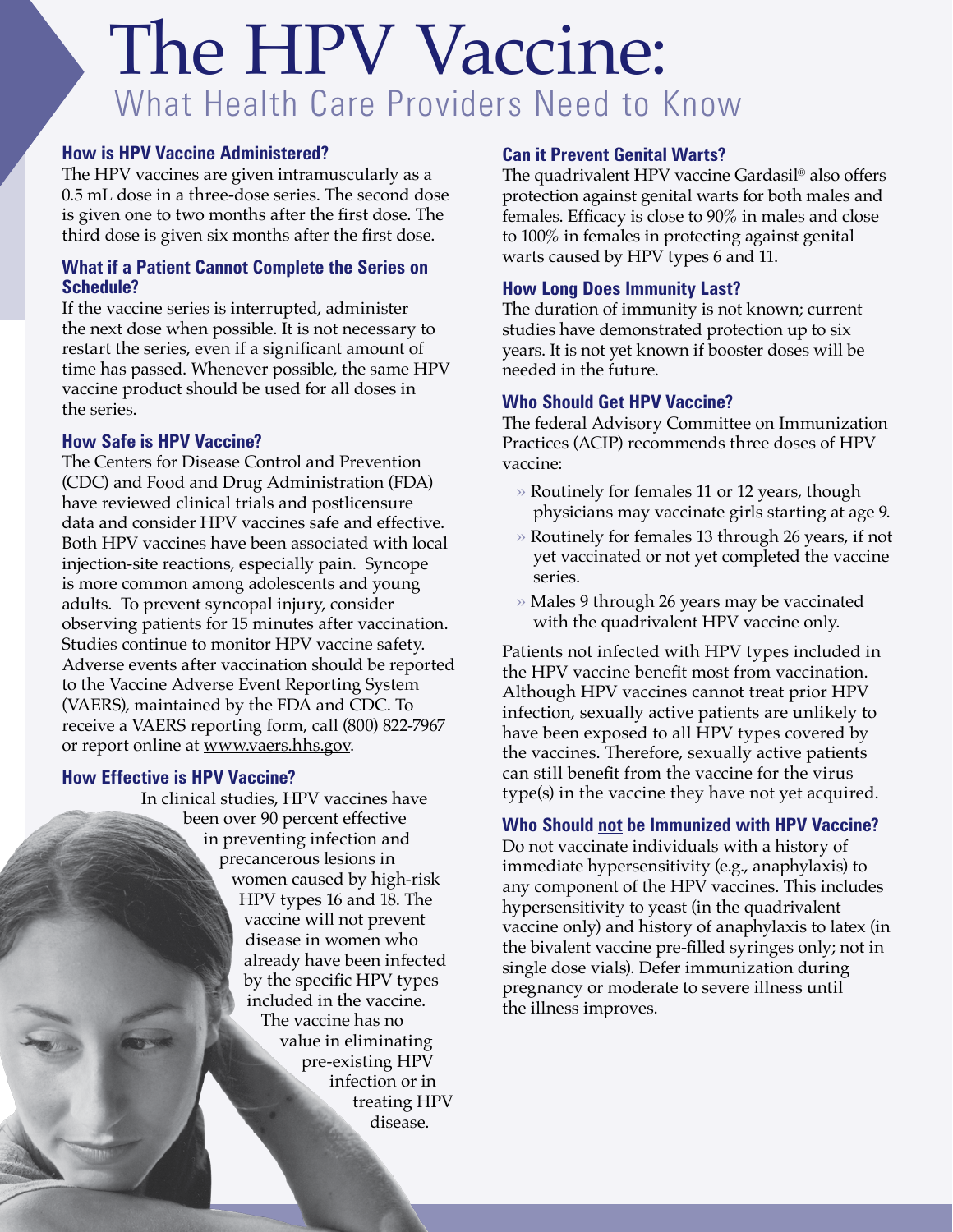# The HPV Vaccine:

## What Health Care Providers Need to Know

### How is HPV Vaccine Administered?

The HPV vaccines are given intramuscularly as a 0.5 mL dose in a three-dose series. The second dose is given one to two months after the first dose. The third dose is given six months after the first dose.

### What if a Patient Cannot Complete the Series on Schedule?

If the vaccine series is interrupted, administer the next dose when possible. It is not necessary to restart the series, even if a significant amount of time has passed. Whenever possible, the same HPV vaccine product should be used for all doses in the series.

### How Safe is HPV Vaccine?

The Centers for Disease Control and Prevention (CDC) and Food and Drug Administration (FDA) have reviewed clinical trials and postlicensure data and consider HPV vaccines safe and effective. Both HPV vaccines have been associated with local injection-site reactions, especially pain. Syncope is more common among adolescents and young adults. To prevent syncopal injury, consider observing patients for 15 minutes after vaccination. Studies continue to monitor HPV vaccine safety. Adverse events after vaccination should be reported to the Vaccine Adverse Event Reporting System (VAERS), maintained by the FDA and CDC. To receive a VAERS reporting form, call (800) 822-7967 or report online at www.vaers.hhs.gov.

### How Effective is HPV Vaccine?

In clinical studies, HPV vaccines have been over 90 percent effective in preventing infection and precancerous lesions in women caused by high-risk HPV types 16 and 18. The vaccine will not prevent disease in women who already have been infected by the specific HPV types included in the vaccine. The vaccine has no value in eliminating pre-existing HPV infection or in treating HPV disease.

### Can it Prevent Genital Warts?

The quadrivalent HPV vaccine Gardasil® also offers protection against genital warts for both males and females. Efficacy is close to 90% in males and close to 100% in females in protecting against genital warts caused by HPV types 6 and 11.

### How Long Does Immunity Last?

The duration of immunity is not known; current studies have demonstrated protection up to six years. It is not yet known if booster doses will be needed in the future.

### Who Should Get HPV Vaccine?

The federal Advisory Committee on Immunization Practices (ACIP) recommends three doses of HPV vaccine:

- Routinely for females 11 or 12 years, though physicians may vaccinate girls starting at age 9.
- Routinely for females 13 through 26 years, if not yet vaccinated or not yet completed the vaccine series.
- Males 9 through 26 years may be vaccinated with the quadrivalent HPV vaccine only.

Patients not infected with HPV types included in the HPV vaccine benefit most from vaccination. Although HPV vaccines cannot treat prior HPV infection, sexually active patients are unlikely to have been exposed to all HPV types covered by the vaccines. Therefore, sexually active patients can still benefit from the vaccine for the virus type(s) in the vaccine they have not yet acquired.

### Who Should not be Immunized with HPV Vaccine?

Do not vaccinate individuals with a history of immediate hypersensitivity (e.g., anaphylaxis) to any component of the HPV vaccines. This includes hypersensitivity to yeast (in the quadrivalent vaccine only) and history of anaphylaxis to latex (in the bivalent vaccine pre-filled syringes only; not in single dose vials). Defer immunization during pregnancy or moderate to severe illness until the illness improves.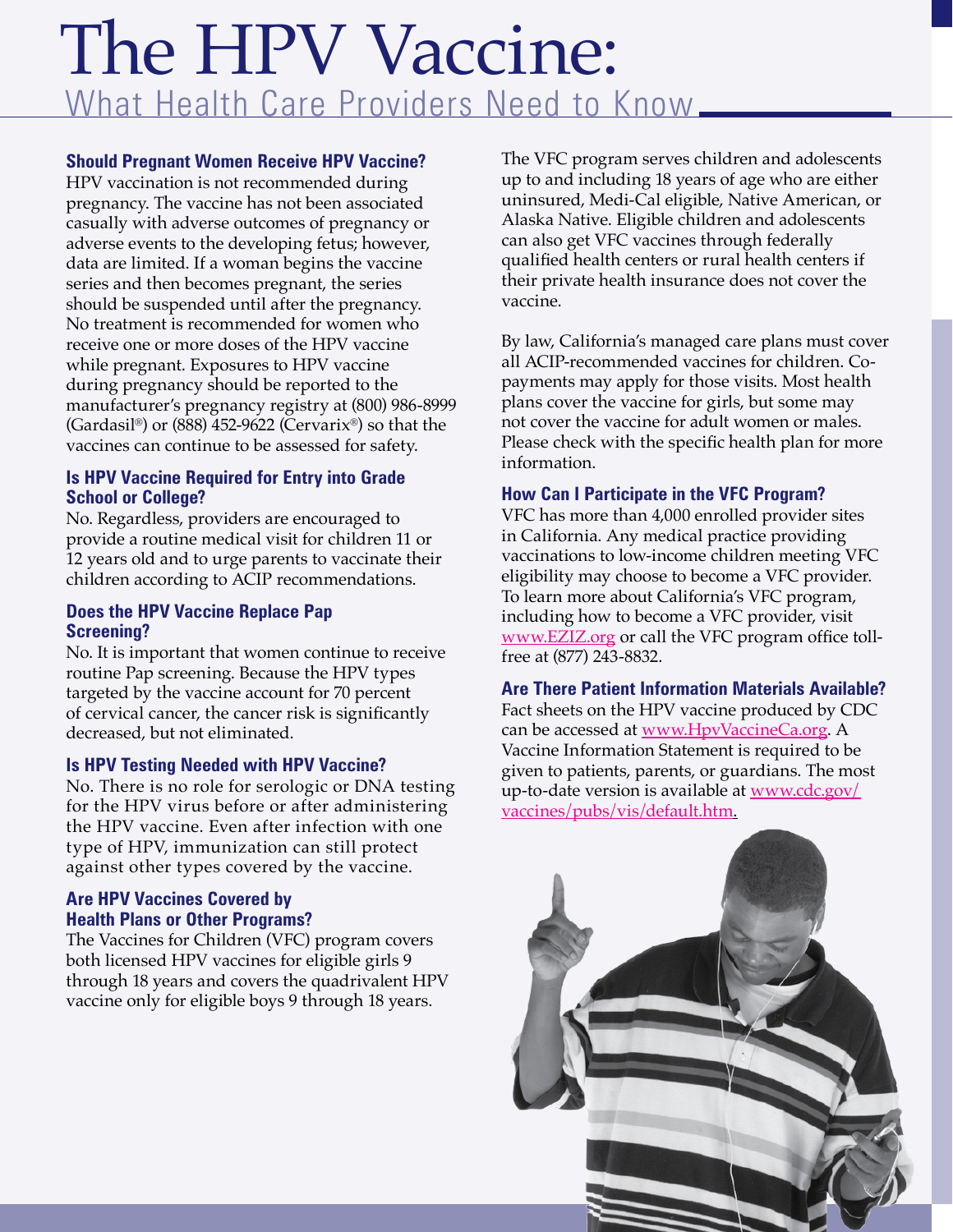# The HPV Vaccine:

## What Health Care Providers Need to Know

### Should Pregnant Women Receive HPV Vaccine?

HPV vaccination is not recommended during pregnancy. The vaccine has not been associated casually with adverse outcomes of pregnancy or adverse events to the developing fetus; however, data are limited. If a woman begins the vaccine series and then becomes pregnant, the series should be suspended until after the pregnancy. No treatment is recommended for women who receive one or more doses of the HPV vaccine while pregnant. Exposures to HPV vaccine during pregnancy should be reported to the manufacturer's pregnancy registry at (800) 986-8999 (Gardasil®) or (888) 452-9622 (Cervarix®) so that the vaccines can continue to be assessed for safety.

### Is HPV Vaccine Required for Entry into Grade School or College?

No. Regardless, providers are encouraged to provide a routine medical visit for children 11 or 12 years old and to urge parents to vaccinate their children according to ACIP recommendations.

### Does the HPV Vaccine Replace Pap Screening?

No. It is important that women continue to receive routine Pap screening. Because the HPV types targeted by the vaccine account for 70 percent of cervical cancer, the cancer risk is significantly decreased, but not eliminated.

### Is HPV Testing Needed with HPV Vaccine?

No. There is no role for serologic or DNA testing for the HPV virus before or after administering the HPV vaccine. Even after infection with one type of HPV, immunization can still protect against other types covered by the vaccine.

### Are HPV Vaccines Covered by Health Plans or Other Programs?

The Vaccines for Children (VFC) program covers both licensed HPV vaccines for eligible girls 9 through 18 years and covers the quadrivalent HPV vaccine only for eligible boys 9 through 18 years.

The VFC program serves children and adolescents up to and including 18 years of age who are either uninsured, Medi-Cal eligible, Native American, or Alaska Native. Eligible children and adolescents can also get VFC vaccines through federally qualified health centers or rural health centers if their private health insurance does not cover the vaccine.

By law, California's managed care plans must cover all ACIP-recommended vaccines for children. Co-payments may apply for those visits. Most health plans cover the vaccine for girls, but some may not cover the vaccine for adult women or males. Please check with the specific health plan for more information.

### How Can I Participate in the VFC Program?

VFC has more than 4,000 enrolled provider sites in California. Any medical practice providing vaccinations to low-income children meeting VFC eligibility may choose to become a VFC provider. To learn more about California's VFC program, including how to become a VFC provider, visit www.EZIZ.org or call the VFC program office toll-free at (877) 243-8832.

### Are There Patient Information Materials Available?

Fact sheets on the HPV vaccine produced by CDC can be accessed at www.HpvVaccineCa.org. A Vaccine Information Statement is required to be given to patients, parents, or guardians. The most up-to-date version is available at www.cdc.gov/vaccines/pubs/vis/default.htm.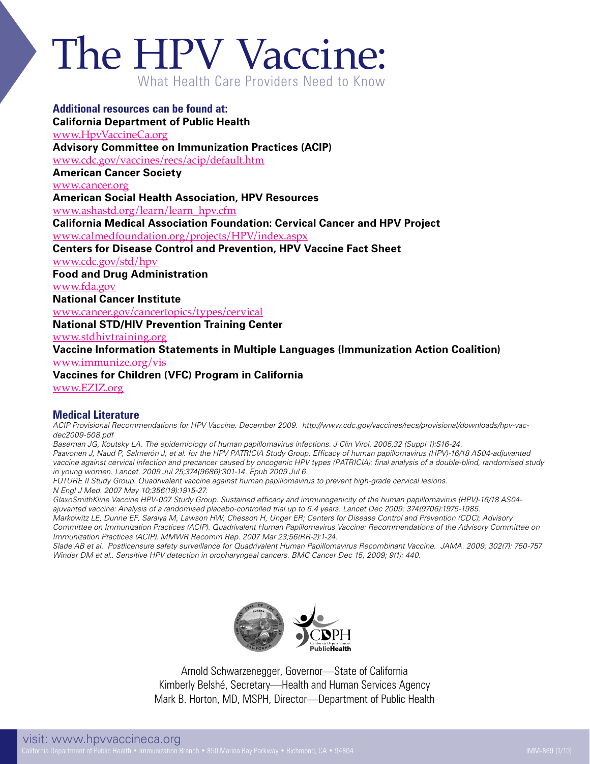# The HPV Vaccine:

What Health Care Providers Need to Know

### Additional resources can be found at:

**California Department of Public Health**
www.HpvVaccineCa.org

**Advisory Committee on Immunization Practices (ACIP)**
www.cdc.gov/vaccines/recs/acip/default.htm

**American Cancer Society**
www.cancer.org

**American Social Health Association, HPV Resources**
www.ashastd.org/learn/learn_hpv.cfm

**California Medical Association Foundation: Cervical Cancer and HPV Project**
www.calmedfoundation.org/projects/HPV/index.aspx

**Centers for Disease Control and Prevention, HPV Vaccine Fact Sheet**
www.cdc.gov/std/hpv

**Food and Drug Administration**
www.fda.gov

**National Cancer Institute**
www.cancer.gov/cancertopics/types/cervical

**National STD/HIV Prevention Training Center**
www.stdhivtraining.org

**Vaccine Information Statements in Multiple Languages (Immunization Action Coalition)**
www.immunize.org/vis

**Vaccines for Children (VFC) Program in California**
www.EZIZ.org

### Medical Literature

*ACIP Provisional Recommendations for HPV Vaccine. December 2009. http://www.cdc.gov/vaccines/recs/provisional/downloads/hpv-vac-dec2009-508.pdf*

*Baseman JG, Koutsky LA. The epidemiology of human papillomavirus infections. J Clin Virol. 2005;32 (Suppl 1):S16-24.*

*Paavonen J, Naud P, Salmerón J, et al. for the HPV PATRICIA Study Group. Efficacy of human papillomavirus (HPV)-16/18 AS04-adjuvanted vaccine against cervical infection and precancer caused by oncogenic HPV types (PATRICIA): final analysis of a double-blind, randomised study in young women. Lancet. 2009 Jul 25;374(9686):301-14. Epub 2009 Jul 6.*

*FUTURE II Study Group. Quadrivalent vaccine against human papillomavirus to prevent high-grade cervical lesions. N Engl J Med. 2007 May 10;356(19):1915-27.*

*GlaxoSmithKline Vaccine HPV-007 Study Group. Sustained efficacy and immunogenicity of the human papillomavirus (HPV)-16/18 AS04-ajuvanted vaccine: Analysis of a randomised placebo-controlled trial up to 6.4 years. Lancet Dec 2009; 374(9706):1975-1985.*

*Markowitz LE, Dunne EF, Saraiya M, Lawson HW, Chesson H, Unger ER; Centers for Disease Control and Prevention (CDC); Advisory Committee on Immunization Practices (ACIP). Quadrivalent Human Papillomavirus Vaccine: Recommendations of the Advisory Committee on Immunization Practices (ACIP). MMWR Recomm Rep. 2007 Mar 23;56(RR-2):1-24.*

*Slade AB et al. Postlicensure safety surveillance for Quadrivalent Human Papillomavirus Recombinant Vaccine. JAMA. 2009; 302(7): 750-757*

*Winder DM et al.. Sensitive HPV detection in oropharyngeal cancers. BMC Cancer Dec 15, 2009; 9(1): 440.*

Arnold Schwarzenegger, Governor—State of California
Kimberly Belshé, Secretary—Health and Human Services Agency
Mark B. Horton, MD, MSPH, Director—Department of Public Health

visit: www.hpvvaccineca.org

California Department of Public Health • Immunization Branch • 850 Marina Bay Parkway • Richmond, CA • 94804

IMM-869 (1/10)